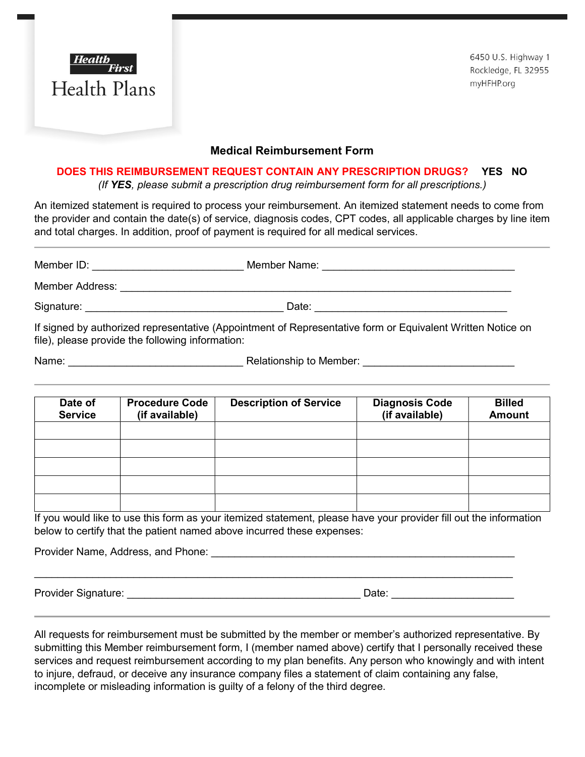Health First

Health Plans

6450 U.S. Highway 1
Rockledge, FL 32955
myHFHP.org

# Medical Reimbursement Form

**DOES THIS REIMBURSEMENT REQUEST CONTAIN ANY PRESCRIPTION DRUGS? YES NO**

*(If **YES**, please submit a prescription drug reimbursement form for all prescriptions.)*

An itemized statement is required to process your reimbursement. An itemized statement needs to come from the provider and contain the date(s) of service, diagnosis codes, CPT codes, all applicable charges by line item and total charges. In addition, proof of payment is required for all medical services.

---

Member ID: ___________________________ Member Name: __________________________________

Member Address: ______________________________________________________________________

Signature: ___________________________________ Date: __________________________________

If signed by authorized representative (Appointment of Representative form or Equivalent Written Notice on file), please provide the following information:

Name: _______________________________ Relationship to Member: ___________________________

---

| Date of Service | Procedure Code (if available) | Description of Service | Diagnosis Code (if available) | Billed Amount |
|---|---|---|---|---|
| | | | | |
| | | | | |
| | | | | |
| | | | | |
| | | | | |

If you would like to use this form as your itemized statement, please have your provider fill out the information below to certify that the patient named above incurred these expenses:

Provider Name, Address, and Phone: _____________________________________________________

_____________________________________________________________________________________

Provider Signature: __________________________________________ Date: ____________________

---

All requests for reimbursement must be submitted by the member or member's authorized representative. By submitting this Member reimbursement form, I (member named above) certify that I personally received these services and request reimbursement according to my plan benefits. Any person who knowingly and with intent to injure, defraud, or deceive any insurance company files a statement of claim containing any false, incomplete or misleading information is guilty of a felony of the third degree.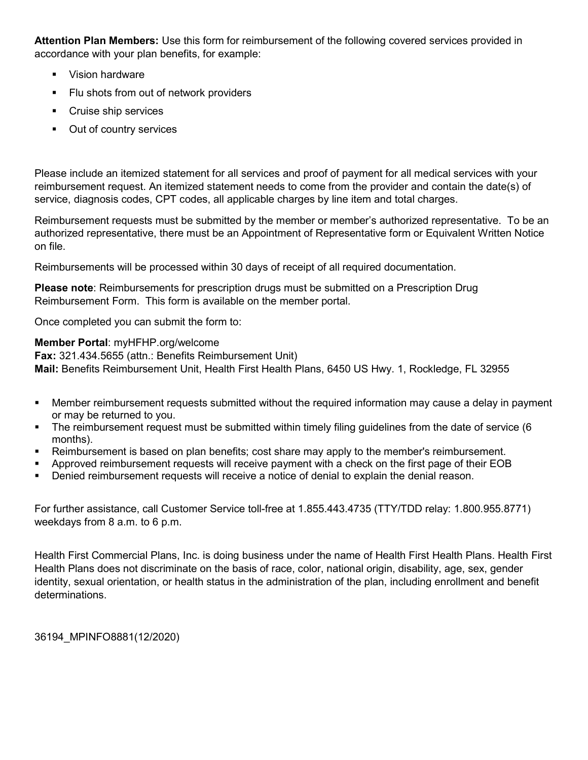**Attention Plan Members:** Use this form for reimbursement of the following covered services provided in accordance with your plan benefits, for example:

- Vision hardware
- Flu shots from out of network providers
- Cruise ship services
- Out of country services

Please include an itemized statement for all services and proof of payment for all medical services with your reimbursement request. An itemized statement needs to come from the provider and contain the date(s) of service, diagnosis codes, CPT codes, all applicable charges by line item and total charges.

Reimbursement requests must be submitted by the member or member's authorized representative. To be an authorized representative, there must be an Appointment of Representative form or Equivalent Written Notice on file.

Reimbursements will be processed within 30 days of receipt of all required documentation.

**Please note**: Reimbursements for prescription drugs must be submitted on a Prescription Drug Reimbursement Form. This form is available on the member portal.

Once completed you can submit the form to:

**Member Portal**: myHFHP.org/welcome
**Fax:** 321.434.5655 (attn.: Benefits Reimbursement Unit)
**Mail:** Benefits Reimbursement Unit, Health First Health Plans, 6450 US Hwy. 1, Rockledge, FL 32955

- Member reimbursement requests submitted without the required information may cause a delay in payment or may be returned to you.
- The reimbursement request must be submitted within timely filing guidelines from the date of service (6 months).
- Reimbursement is based on plan benefits; cost share may apply to the member's reimbursement.
- Approved reimbursement requests will receive payment with a check on the first page of their EOB
- Denied reimbursement requests will receive a notice of denial to explain the denial reason.

For further assistance, call Customer Service toll-free at 1.855.443.4735 (TTY/TDD relay: 1.800.955.8771) weekdays from 8 a.m. to 6 p.m.

Health First Commercial Plans, Inc. is doing business under the name of Health First Health Plans. Health First Health Plans does not discriminate on the basis of race, color, national origin, disability, age, sex, gender identity, sexual orientation, or health status in the administration of the plan, including enrollment and benefit determinations.

36194_MPINFO8881(12/2020)